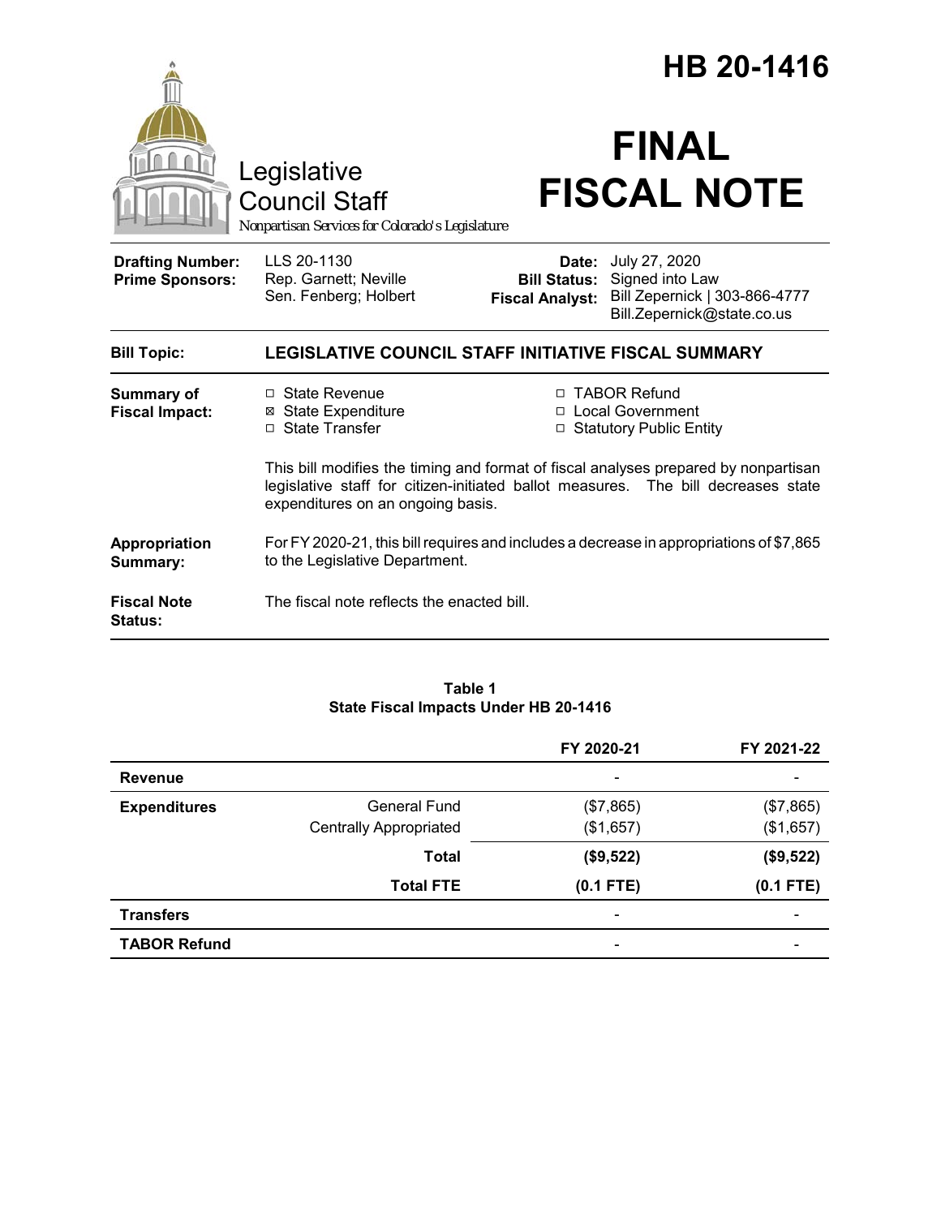# HB 20-1416

Legislative Council Staff

*Nonpartisan Services for Colorado's Legislature*

# FINAL FISCAL NOTE

| | | | |
|---|---|---|---|
| **Drafting Number:** | LLS 20-1130 | **Date:** | July 27, 2020 |
| **Prime Sponsors:** | Rep. Garnett; Neville<br>Sen. Fenberg; Holbert | **Bill Status:** | Signed into Law |
| | | **Fiscal Analyst:** | Bill Zepernick \| 303-866-4777<br>Bill.Zepernick@state.co.us |

**Bill Topic:** **LEGISLATIVE COUNCIL STAFF INITIATIVE FISCAL SUMMARY**

**Summary of Fiscal Impact:**

- ☐ State Revenue
- ☒ State Expenditure
- ☐ State Transfer
- ☐ TABOR Refund
- ☐ Local Government
- ☐ Statutory Public Entity

This bill modifies the timing and format of fiscal analyses prepared by nonpartisan legislative staff for citizen-initiated ballot measures. The bill decreases state expenditures on an ongoing basis.

**Appropriation Summary:** For FY 2020-21, this bill requires and includes a decrease in appropriations of $7,865 to the Legislative Department.

**Fiscal Note Status:** The fiscal note reflects the enacted bill.

**Table 1**
**State Fiscal Impacts Under HB 20-1416**

| | | FY 2020-21 | FY 2021-22 |
|---|---|---|---|
| **Revenue** | | - | - |
| **Expenditures** | General Fund | ($7,865) | ($7,865) |
| | Centrally Appropriated | ($1,657) | ($1,657) |
| | **Total** | **($9,522)** | **($9,522)** |
| | **Total FTE** | **(0.1 FTE)** | **(0.1 FTE)** |
| **Transfers** | | - | - |
| **TABOR Refund** | | - | - |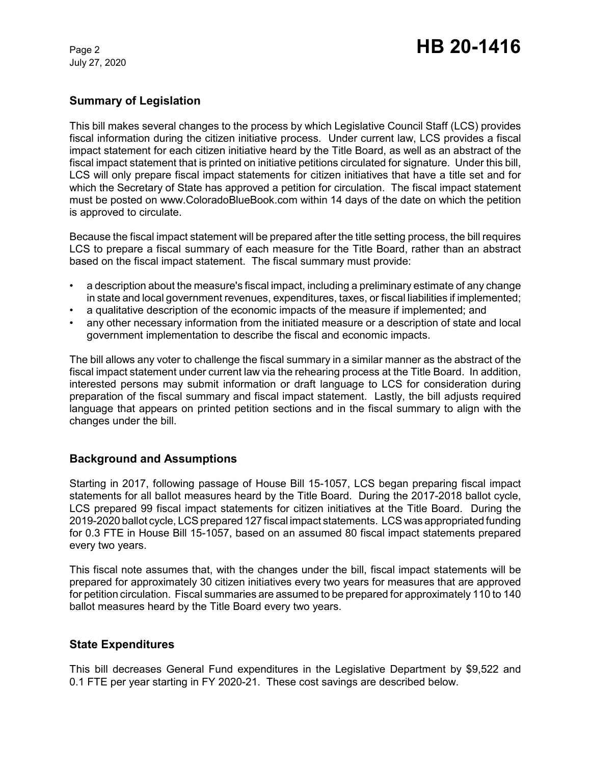## Summary of Legislation

This bill makes several changes to the process by which Legislative Council Staff (LCS) provides fiscal information during the citizen initiative process. Under current law, LCS provides a fiscal impact statement for each citizen initiative heard by the Title Board, as well as an abstract of the fiscal impact statement that is printed on initiative petitions circulated for signature. Under this bill, LCS will only prepare fiscal impact statements for citizen initiatives that have a title set and for which the Secretary of State has approved a petition for circulation. The fiscal impact statement must be posted on www.ColoradoBlueBook.com within 14 days of the date on which the petition is approved to circulate.

Because the fiscal impact statement will be prepared after the title setting process, the bill requires LCS to prepare a fiscal summary of each measure for the Title Board, rather than an abstract based on the fiscal impact statement. The fiscal summary must provide:

- a description about the measure's fiscal impact, including a preliminary estimate of any change in state and local government revenues, expenditures, taxes, or fiscal liabilities if implemented;
- a qualitative description of the economic impacts of the measure if implemented; and
- any other necessary information from the initiated measure or a description of state and local government implementation to describe the fiscal and economic impacts.

The bill allows any voter to challenge the fiscal summary in a similar manner as the abstract of the fiscal impact statement under current law via the rehearing process at the Title Board. In addition, interested persons may submit information or draft language to LCS for consideration during preparation of the fiscal summary and fiscal impact statement. Lastly, the bill adjusts required language that appears on printed petition sections and in the fiscal summary to align with the changes under the bill.

## Background and Assumptions

Starting in 2017, following passage of House Bill 15-1057, LCS began preparing fiscal impact statements for all ballot measures heard by the Title Board. During the 2017-2018 ballot cycle, LCS prepared 99 fiscal impact statements for citizen initiatives at the Title Board. During the 2019-2020 ballot cycle, LCS prepared 127 fiscal impact statements. LCS was appropriated funding for 0.3 FTE in House Bill 15-1057, based on an assumed 80 fiscal impact statements prepared every two years.

This fiscal note assumes that, with the changes under the bill, fiscal impact statements will be prepared for approximately 30 citizen initiatives every two years for measures that are approved for petition circulation. Fiscal summaries are assumed to be prepared for approximately 110 to 140 ballot measures heard by the Title Board every two years.

## State Expenditures

This bill decreases General Fund expenditures in the Legislative Department by $9,522 and 0.1 FTE per year starting in FY 2020-21. These cost savings are described below.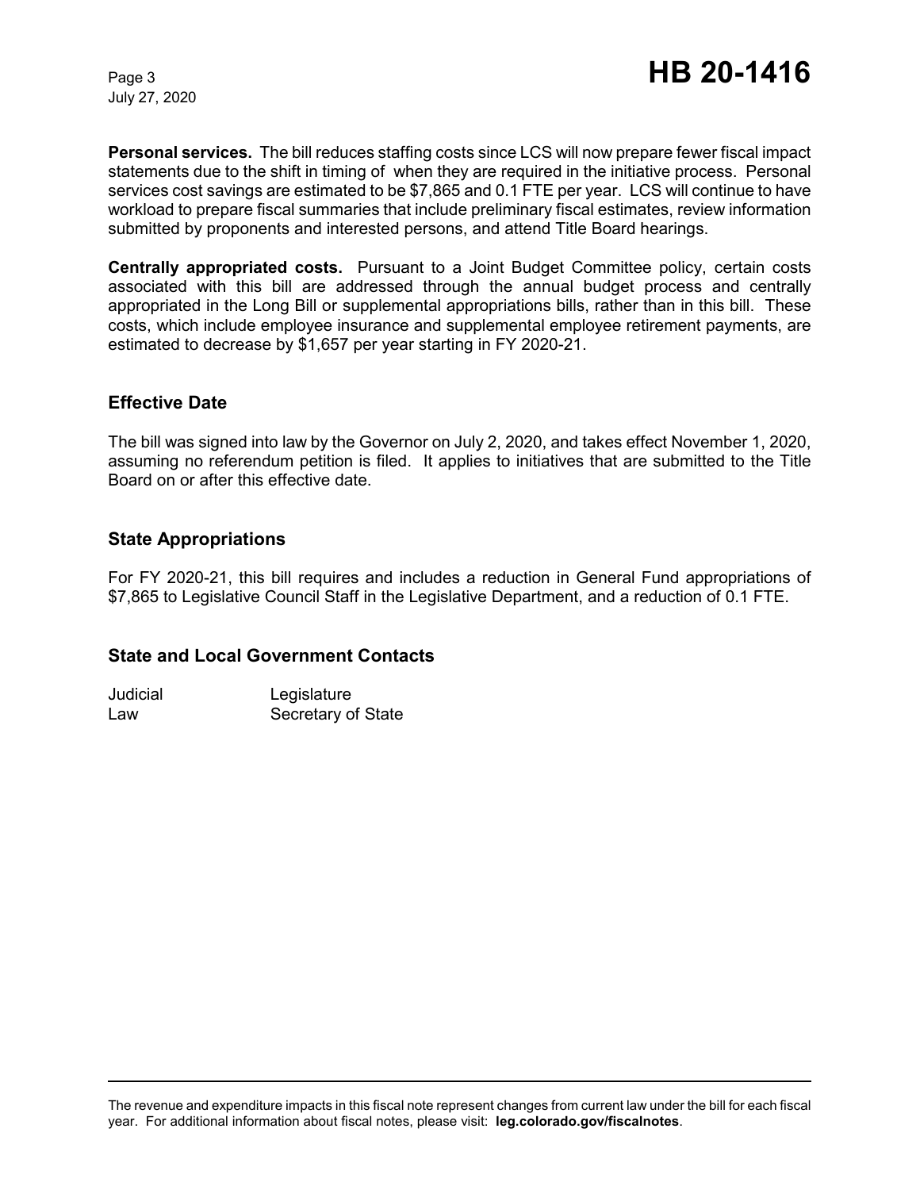**Personal services.** The bill reduces staffing costs since LCS will now prepare fewer fiscal impact statements due to the shift in timing of when they are required in the initiative process. Personal services cost savings are estimated to be $7,865 and 0.1 FTE per year. LCS will continue to have workload to prepare fiscal summaries that include preliminary fiscal estimates, review information submitted by proponents and interested persons, and attend Title Board hearings.

**Centrally appropriated costs.** Pursuant to a Joint Budget Committee policy, certain costs associated with this bill are addressed through the annual budget process and centrally appropriated in the Long Bill or supplemental appropriations bills, rather than in this bill. These costs, which include employee insurance and supplemental employee retirement payments, are estimated to decrease by $1,657 per year starting in FY 2020-21.

## Effective Date

The bill was signed into law by the Governor on July 2, 2020, and takes effect November 1, 2020, assuming no referendum petition is filed. It applies to initiatives that are submitted to the Title Board on or after this effective date.

## State Appropriations

For FY 2020-21, this bill requires and includes a reduction in General Fund appropriations of $7,865 to Legislative Council Staff in the Legislative Department, and a reduction of 0.1 FTE.

## State and Local Government Contacts

| | |
|---|---|
| Judicial | Legislature |
| Law | Secretary of State |

The revenue and expenditure impacts in this fiscal note represent changes from current law under the bill for each fiscal year. For additional information about fiscal notes, please visit: **leg.colorado.gov/fiscalnotes**.